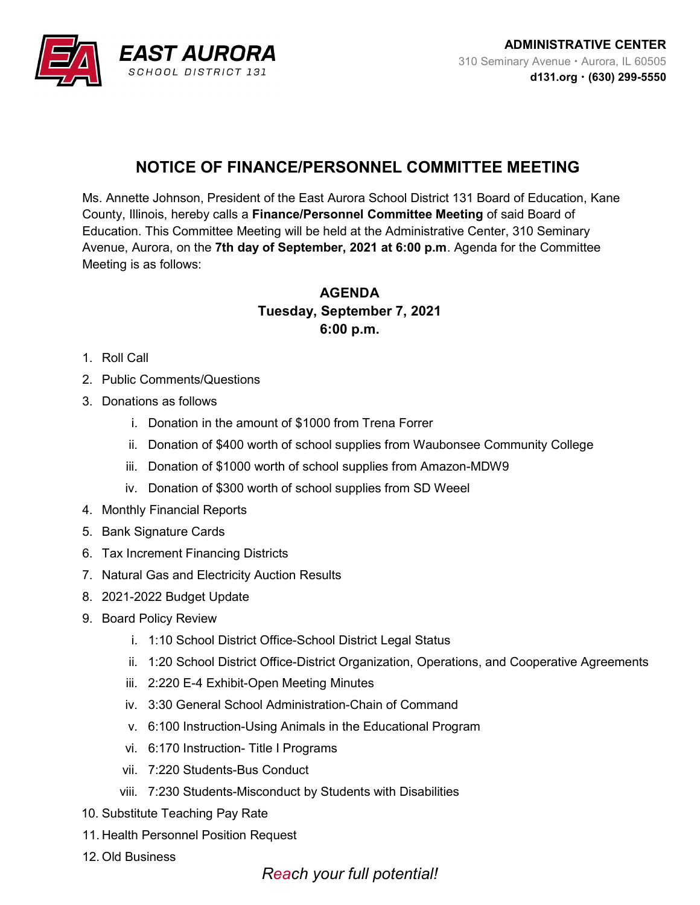**EAST AURORA**
SCHOOL DISTRICT 131

**ADMINISTRATIVE CENTER**
310 Seminary Avenue • Aurora, IL 60505
**d131.org • (630) 299-5550**

# NOTICE OF FINANCE/PERSONNEL COMMITTEE MEETING

Ms. Annette Johnson, President of the East Aurora School District 131 Board of Education, Kane County, Illinois, hereby calls a **Finance/Personnel Committee Meeting** of said Board of Education. This Committee Meeting will be held at the Administrative Center, 310 Seminary Avenue, Aurora, on the **7th day of September, 2021 at 6:00 p.m**. Agenda for the Committee Meeting is as follows:

**AGENDA**
**Tuesday, September 7, 2021**
**6:00 p.m.**

1. Roll Call
2. Public Comments/Questions
3. Donations as follows
   i. Donation in the amount of $1000 from Trena Forrer
   ii. Donation of $400 worth of school supplies from Waubonsee Community College
   iii. Donation of $1000 worth of school supplies from Amazon-MDW9
   iv. Donation of $300 worth of school supplies from SD Weeel
4. Monthly Financial Reports
5. Bank Signature Cards
6. Tax Increment Financing Districts
7. Natural Gas and Electricity Auction Results
8. 2021-2022 Budget Update
9. Board Policy Review
   i. 1:10 School District Office-School District Legal Status
   ii. 1:20 School District Office-District Organization, Operations, and Cooperative Agreements
   iii. 2:220 E-4 Exhibit-Open Meeting Minutes
   iv. 3:30 General School Administration-Chain of Command
   v. 6:100 Instruction-Using Animals in the Educational Program
   vi. 6:170 Instruction- Title I Programs
   vii. 7:220 Students-Bus Conduct
   viii. 7:230 Students-Misconduct by Students with Disabilities
10. Substitute Teaching Pay Rate
11. Health Personnel Position Request
12. Old Business

*Reach your full potential!*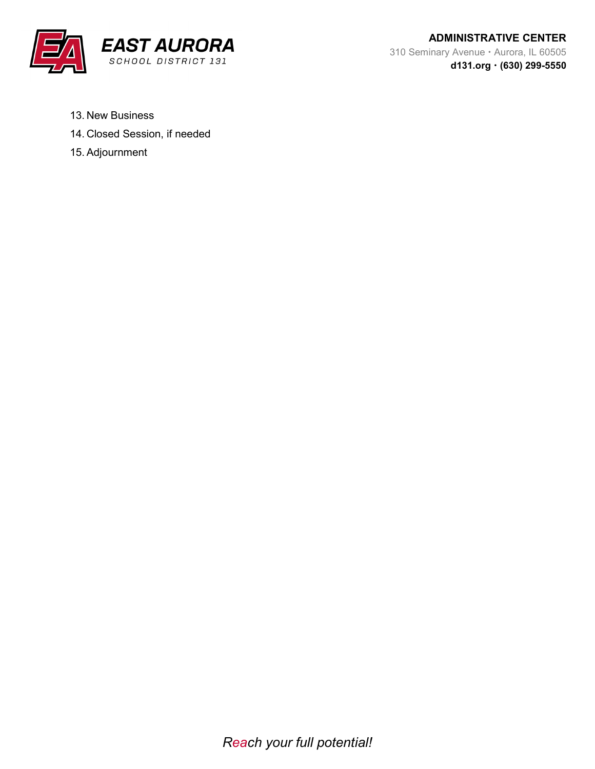13. New Business
14. Closed Session, if needed
15. Adjournment